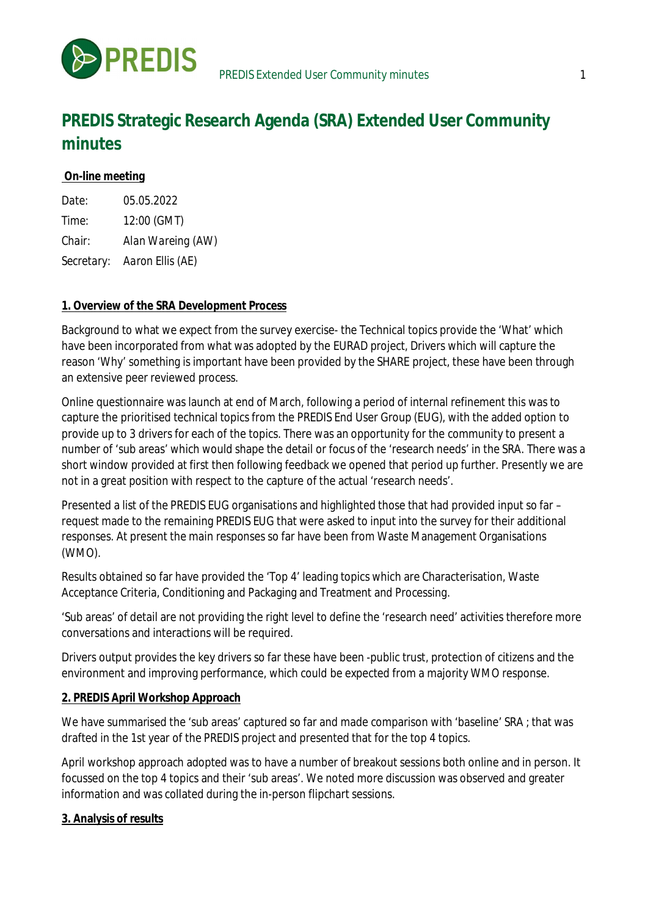# PREDIS Strategic Research Agenda (SRA) Extended User Community minutes

**On-line meeting**

Date: 05.05.2022
Time: 12:00 (GMT)
Chair: *Alan Wareing (AW)*
Secretary: *Aaron Ellis (AE)*

**1. Overview of the SRA Development Process**

Background to what we expect from the survey exercise- the Technical topics provide the 'What' which have been incorporated from what was adopted by the EURAD project, Drivers which will capture the reason 'Why' something is important have been provided by the SHARE project, these have been through an extensive peer reviewed process.

Online questionnaire was launch at end of March, following a period of internal refinement this was to capture the prioritised technical topics from the PREDIS End User Group (EUG), with the added option to provide up to 3 drivers for each of the topics. There was an opportunity for the community to present a number of 'sub areas' which would shape the detail or focus of the 'research needs' in the SRA. There was a short window provided at first then following feedback we opened that period up further. Presently we are not in a great position with respect to the capture of the actual 'research needs'.

Presented a list of the PREDIS EUG organisations and highlighted those that had provided input so far – request made to the remaining PREDIS EUG that were asked to input into the survey for their additional responses. At present the main responses so far have been from Waste Management Organisations (WMO).

Results obtained so far have provided the 'Top 4' leading topics which are Characterisation, Waste Acceptance Criteria, Conditioning and Packaging and Treatment and Processing.

'Sub areas' of detail are not providing the right level to define the 'research need' activities therefore more conversations and interactions will be required.

Drivers output provides the key drivers so far these have been -public trust, protection of citizens and the environment and improving performance, which could be expected from a majority WMO response.

**2. PREDIS April Workshop Approach**

We have summarised the 'sub areas' captured so far and made comparison with 'baseline' SRA ; that was drafted in the 1st year of the PREDIS project and presented that for the top 4 topics.

April workshop approach adopted was to have a number of breakout sessions both online and in person. It focussed on the top 4 topics and their 'sub areas'. We noted more discussion was observed and greater information and was collated during the in-person flipchart sessions.

**3. Analysis of results**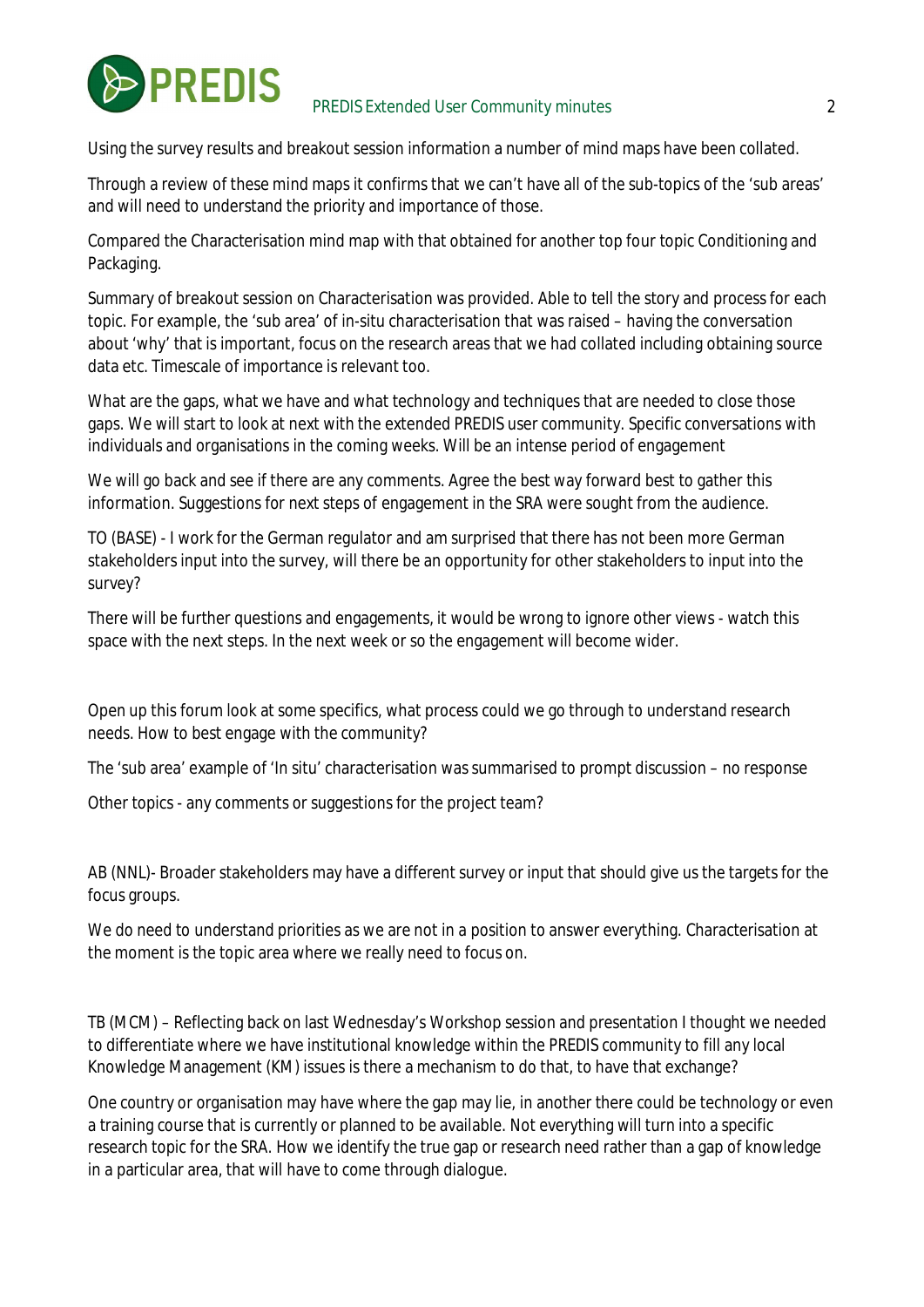Using the survey results and breakout session information a number of mind maps have been collated.

Through a review of these mind maps it confirms that we can't have all of the sub-topics of the 'sub areas' and will need to understand the priority and importance of those.

Compared the Characterisation mind map with that obtained for another top four topic Conditioning and Packaging.

Summary of breakout session on Characterisation was provided. Able to tell the story and process for each topic. For example, the 'sub area' of in-situ characterisation that was raised – having the conversation about 'why' that is important, focus on the research areas that we had collated including obtaining source data etc. Timescale of importance is relevant too.

What are the gaps, what we have and what technology and techniques that are needed to close those gaps. We will start to look at next with the extended PREDIS user community. Specific conversations with individuals and organisations in the coming weeks. Will be an intense period of engagement

We will go back and see if there are any comments. Agree the best way forward best to gather this information. Suggestions for next steps of engagement in the SRA were sought from the audience.

TO (BASE) - I work for the German regulator and am surprised that there has not been more German stakeholders input into the survey, will there be an opportunity for other stakeholders to input into the survey?

There will be further questions and engagements, it would be wrong to ignore other views - watch this space with the next steps. In the next week or so the engagement will become wider.

Open up this forum look at some specifics, what process could we go through to understand research needs. How to best engage with the community?

The 'sub area' example of 'In situ' characterisation was summarised to prompt discussion – no response

Other topics - any comments or suggestions for the project team?

AB (NNL)- Broader stakeholders may have a different survey or input that should give us the targets for the focus groups.

We do need to understand priorities as we are not in a position to answer everything. Characterisation at the moment is the topic area where we really need to focus on.

TB (MCM) – Reflecting back on last Wednesday's Workshop session and presentation I thought we needed to differentiate where we have institutional knowledge within the PREDIS community to fill any local Knowledge Management (KM) issues is there a mechanism to do that, to have that exchange?

One country or organisation may have where the gap may lie, in another there could be technology or even a training course that is currently or planned to be available. Not everything will turn into a specific research topic for the SRA. How we identify the true gap or research need rather than a gap of knowledge in a particular area, that will have to come through dialogue.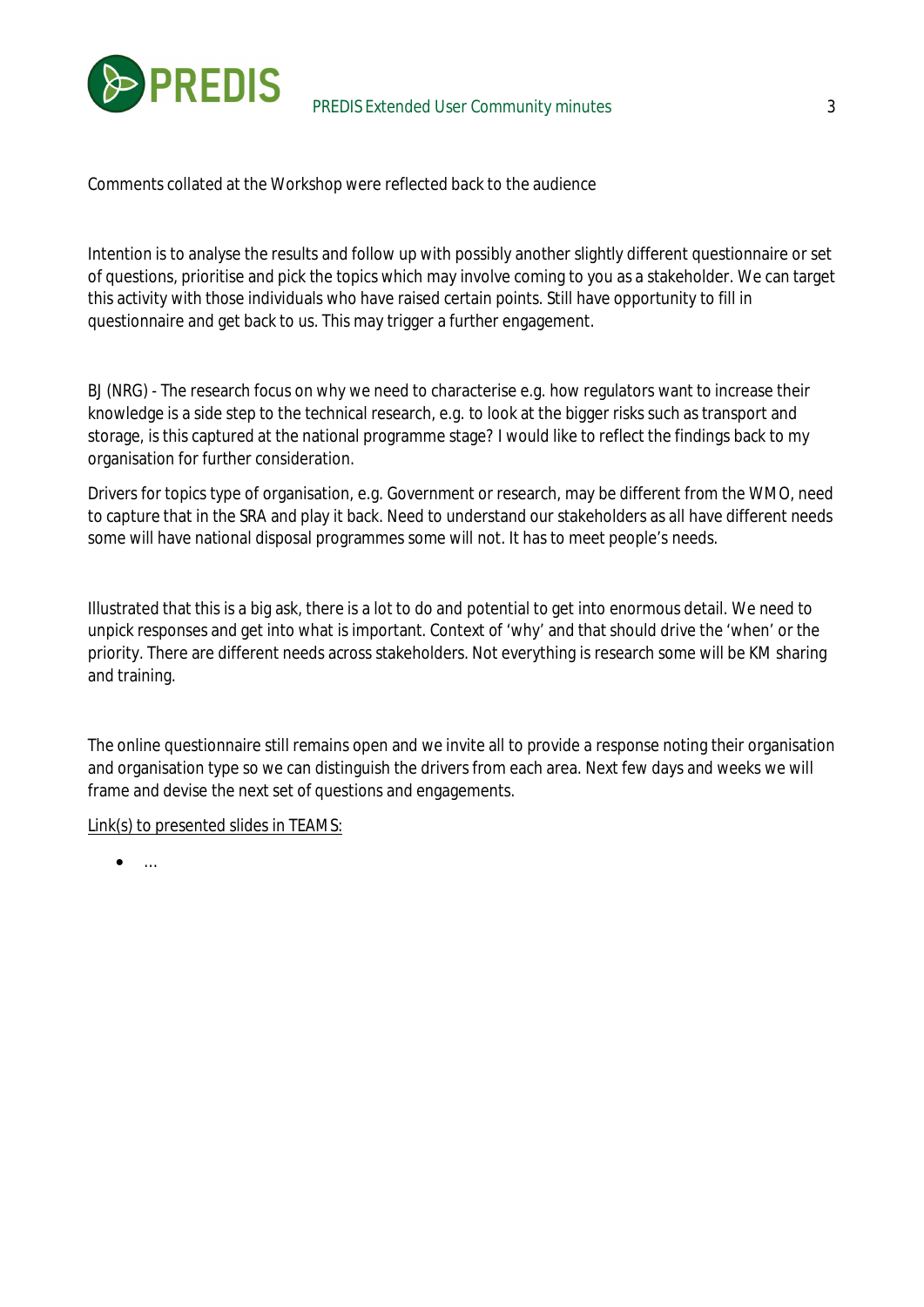Comments collated at the Workshop were reflected back to the audience

Intention is to analyse the results and follow up with possibly another slightly different questionnaire or set of questions, prioritise and pick the topics which may involve coming to you as a stakeholder. We can target this activity with those individuals who have raised certain points. Still have opportunity to fill in questionnaire and get back to us. This may trigger a further engagement.

BJ (NRG) - The research focus on why we need to characterise e.g. how regulators want to increase their knowledge is a side step to the technical research, e.g. to look at the bigger risks such as transport and storage, is this captured at the national programme stage? I would like to reflect the findings back to my organisation for further consideration.

Drivers for topics type of organisation, e.g. Government or research, may be different from the WMO, need to capture that in the SRA and play it back. Need to understand our stakeholders as all have different needs some will have national disposal programmes some will not. It has to meet people's needs.

Illustrated that this is a big ask, there is a lot to do and potential to get into enormous detail. We need to unpick responses and get into what is important. Context of 'why' and that should drive the 'when' or the priority. There are different needs across stakeholders. Not everything is research some will be KM sharing and training.

The online questionnaire still remains open and we invite all to provide a response noting their organisation and organisation type so we can distinguish the drivers from each area. Next few days and weeks we will frame and devise the next set of questions and engagements.

<u>Link(s) to presented slides in TEAMS:</u>

- …